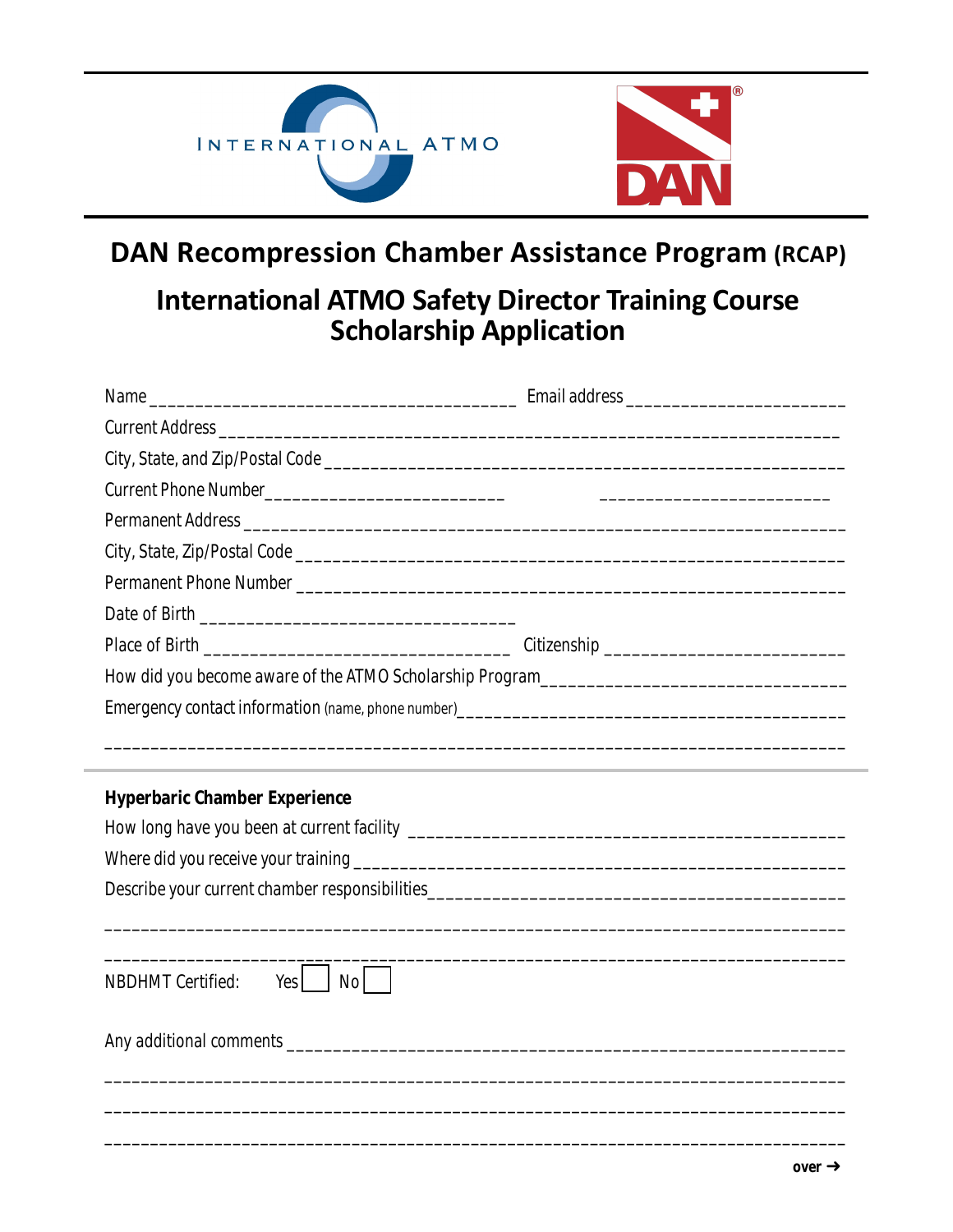INTERNATIONAL ATMO

DAN

# DAN Recompression Chamber Assistance Program (RCAP)

## International ATMO Safety Director Training Course Scholarship Application

Name ________________________________________ Email address ______________________

Current Address ____________________________________________________________________

City, State, and Zip/Postal Code ____________________________________________________

Current Phone Number_________________________ _________________________

Permanent Address _________________________________________________________________

City, State, Zip/Postal Code ________________________________________________________

Permanent Phone Number ____________________________________________________________

Date of Birth __________________________________

Place of Birth _________________________________ Citizenship _______________________

How did you become aware of the ATMO Scholarship Program_______________________________

Emergency contact information (name, phone number)_________________________________________

_________________________________________________________________________________

**Hyperbaric Chamber Experience**

How long have you been at current facility _______________________________________________

Where did you receive your training ____________________________________________________

Describe your current chamber responsibilities____________________________________________

_________________________________________________________________________________

_________________________________________________________________________________

NBDHMT Certified: Yes ☐ No ☐

Any additional comments ___________________________________________________________

_________________________________________________________________________________

_________________________________________________________________________________

_________________________________________________________________________________

over →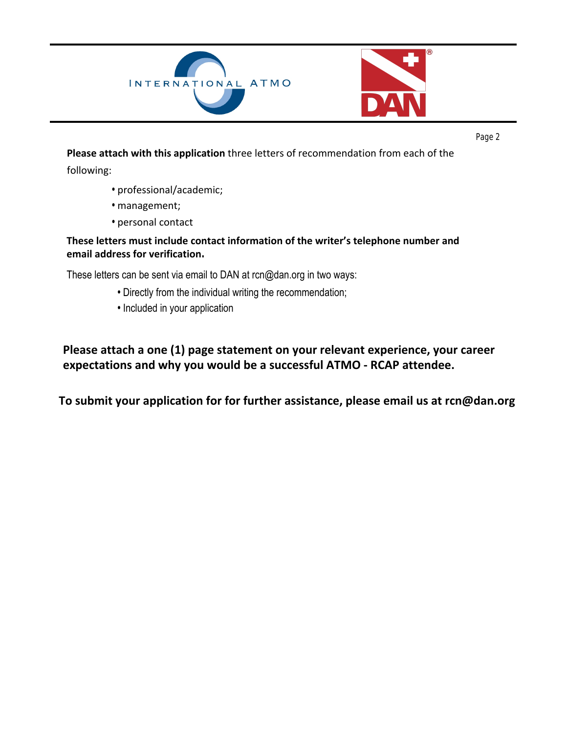**Please attach with this application** three letters of recommendation from each of the following:

- professional/academic;
- management;
- personal contact

**These letters must include contact information of the writer's telephone number and email address for verification.**

These letters can be sent via email to DAN at rcn@dan.org in two ways:

- Directly from the individual writing the recommendation;
- Included in your application

**Please attach a one (1) page statement on your relevant experience, your career expectations and why you would be a successful ATMO - RCAP attendee.**

**To submit your application for for further assistance, please email us at rcn@dan.org**